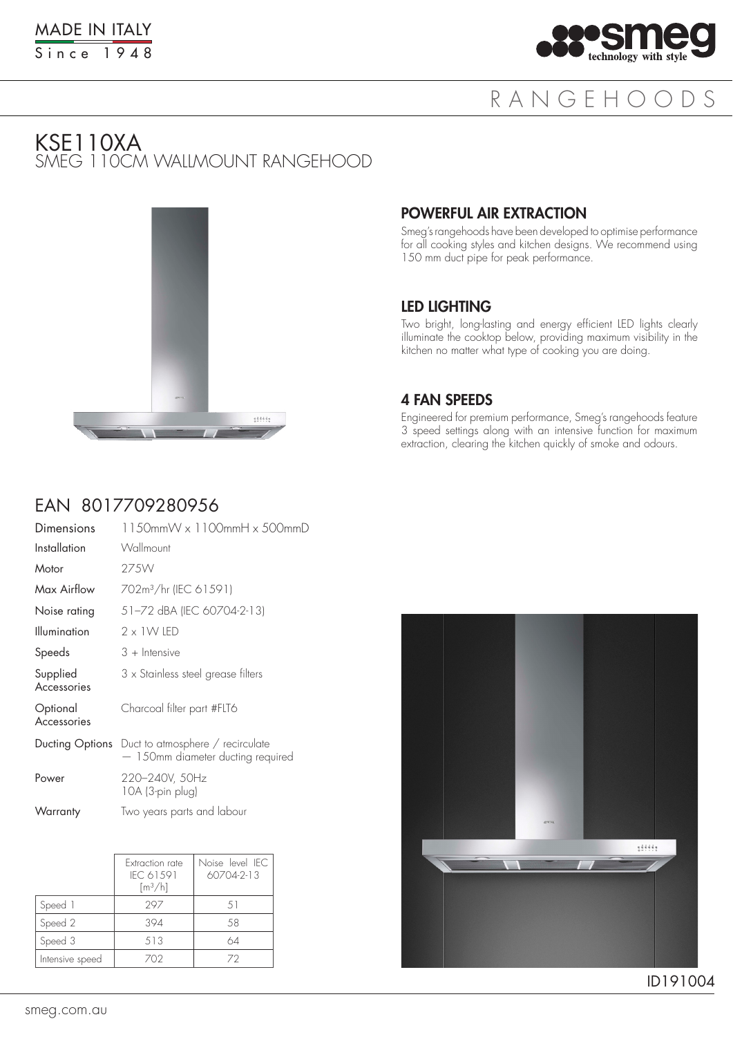MADE IN ITALY
Since 1948

smeg technology with style

RANGEHOODS

# KSE110XA
## SMEG 110CM WALLMOUNT RANGEHOOD

### POWERFUL AIR EXTRACTION

Smeg's rangehoods have been developed to optimise performance for all cooking styles and kitchen designs. We recommend using 150 mm duct pipe for peak performance.

### LED LIGHTING

Two bright, long-lasting and energy efficient LED lights clearly illuminate the cooktop below, providing maximum visibility in the kitchen no matter what type of cooking you are doing.

### 4 FAN SPEEDS

Engineered for premium performance, Smeg's rangehoods feature 3 speed settings along with an intensive function for maximum extraction, clearing the kitchen quickly of smoke and odours.

## EAN 8017709280956

| | |
|---|---|
| Dimensions | 1150mmW x 1100mmH x 500mmD |
| Installation | Wallmount |
| Motor | 275W |
| Max Airflow | 702$m^3$/hr (IEC 61591) |
| Noise rating | 51–72 dBA (IEC 60704-2-13) |
| Illumination | 2 x 1W LED |
| Speeds | 3 + Intensive |
| Supplied Accessories | 3 x Stainless steel grease filters |
| Optional Accessories | Charcoal filter part #FLT6 |
| Ducting Options | Duct to atmosphere / recirculate — 150mm diameter ducting required |
| Power | 220–240V, 50Hz 10A (3-pin plug) |
| Warranty | Two years parts and labour |

| | Extraction rate IEC 61591 [$m^3$/h] | Noise level IEC 60704-2-13 |
|---|---|---|
| Speed 1 | 297 | 51 |
| Speed 2 | 394 | 58 |
| Speed 3 | 513 | 64 |
| Intensive speed | 702 | 72 |

ID191004

smeg.com.au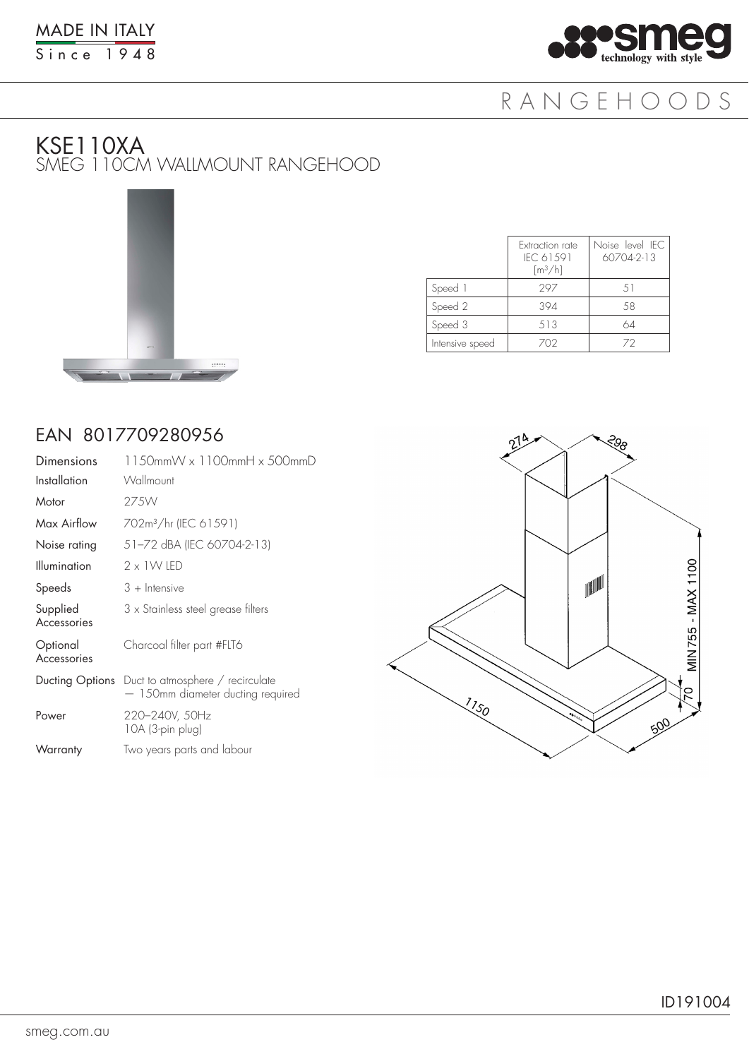MADE IN ITALY
Since 1948

RANGEHOODS

# KSE110XA
## SMEG 110CM WALLMOUNT RANGEHOOD

| | Extraction rate IEC 61591 [$m^3$/h] | Noise level IEC 60704-2-13 |
|---|---|---|
| Speed 1 | 297 | 51 |
| Speed 2 | 394 | 58 |
| Speed 3 | 513 | 64 |
| Intensive speed | 702 | 72 |

## EAN 8017709280956

| | |
|---|---|
| Dimensions | 1150mmW x 1100mmH x 500mmD |
| Installation | Wallmount |
| Motor | 275W |
| Max Airflow | 702$m^3$/hr (IEC 61591) |
| Noise rating | 51–72 dBA (IEC 60704-2-13) |
| Illumination | 2 x 1W LED |
| Speeds | 3 + Intensive |
| Supplied Accessories | 3 x Stainless steel grease filters |
| Optional Accessories | Charcoal filter part #FLT6 |
| Ducting Options | Duct to atmosphere / recirculate — 150mm diameter ducting required |
| Power | 220–240V, 50Hz 10A (3-pin plug) |
| Warranty | Two years parts and labour |

274
298
MIN755 - MAX 1100
70
1150
500

ID191004